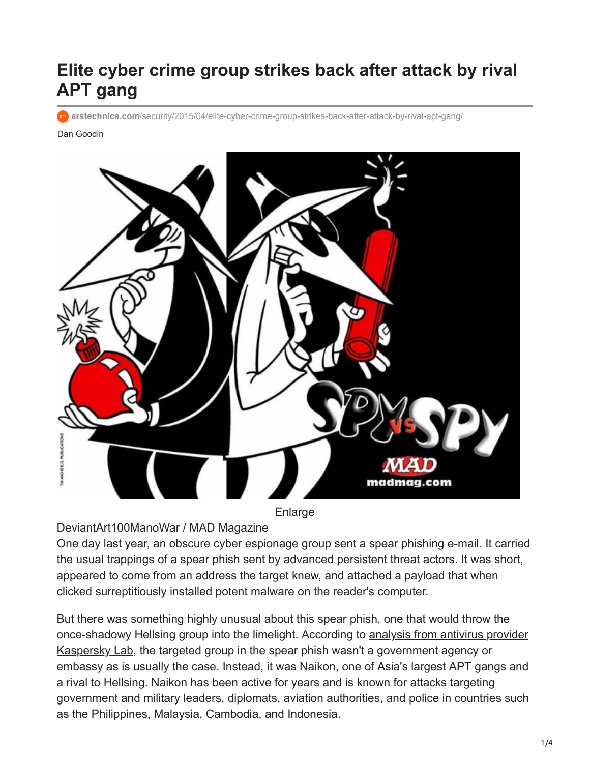# Elite cyber crime group strikes back after attack by rival APT gang

arstechnica.com/security/2015/04/elite-cyber-crime-group-strikes-back-after-attack-by-rival-apt-gang/

Dan Goodin

Enlarge

DeviantArt100ManoWar / MAD Magazine

One day last year, an obscure cyber espionage group sent a spear phishing e-mail. It carried the usual trappings of a spear phish sent by advanced persistent threat actors. It was short, appeared to come from an address the target knew, and attached a payload that when clicked surreptitiously installed potent malware on the reader's computer.

But there was something highly unusual about this spear phish, one that would throw the once-shadowy Hellsing group into the limelight. According to analysis from antivirus provider Kaspersky Lab, the targeted group in the spear phish wasn't a government agency or embassy as is usually the case. Instead, it was Naikon, one of Asia's largest APT gangs and a rival to Hellsing. Naikon has been active for years and is known for attacks targeting government and military leaders, diplomats, aviation authorities, and police in countries such as the Philippines, Malaysia, Cambodia, and Indonesia.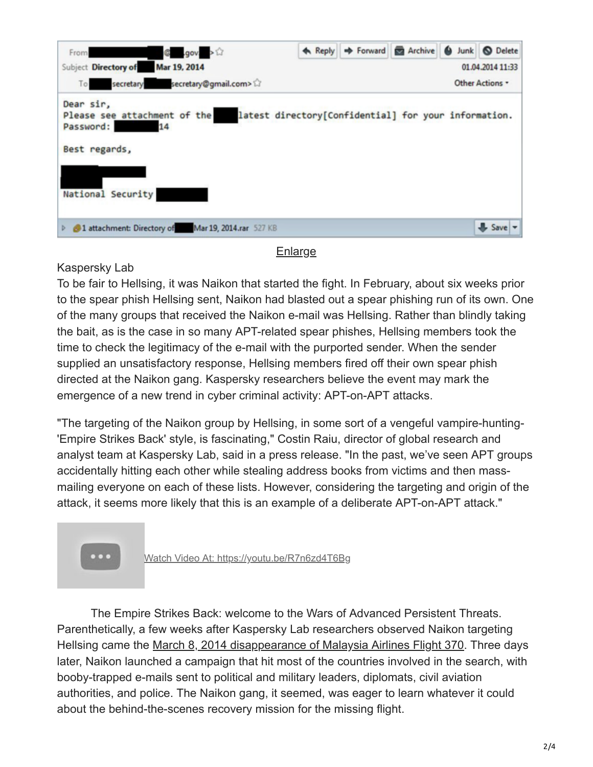From [redacted]@[redacted].gov[redacted]>
Subject: Directory of [redacted] Mar 19, 2014
To: [redacted]secretary[redacted]secretary@gmail.com>
01.04.2014 11:33

```
Dear sir,
Please see attachment of the [redacted] latest directory[Confidential] for your information.
Password: [redacted]14

Best regards,

[redacted]
[redacted]
National Security [redacted]
```

1 attachment: Directory of [redacted] Mar 19, 2014.rar 527 KB

Enlarge

Kaspersky Lab

To be fair to Hellsing, it was Naikon that started the fight. In February, about six weeks prior to the spear phish Hellsing sent, Naikon had blasted out a spear phishing run of its own. One of the many groups that received the Naikon e-mail was Hellsing. Rather than blindly taking the bait, as is the case in so many APT-related spear phishes, Hellsing members took the time to check the legitimacy of the e-mail with the purported sender. When the sender supplied an unsatisfactory response, Hellsing members fired off their own spear phish directed at the Naikon gang. Kaspersky researchers believe the event may mark the emergence of a new trend in cyber criminal activity: APT-on-APT attacks.

"The targeting of the Naikon group by Hellsing, in some sort of a vengeful vampire-hunting-'Empire Strikes Back' style, is fascinating," Costin Raiu, director of global research and analyst team at Kaspersky Lab, said in a press release. "In the past, we've seen APT groups accidentally hitting each other while stealing address books from victims and then mass-mailing everyone on each of these lists. However, considering the targeting and origin of the attack, it seems more likely that this is an example of a deliberate APT-on-APT attack."

Watch Video At: https://youtu.be/R7n6zd4T6Bg

The Empire Strikes Back: welcome to the Wars of Advanced Persistent Threats. Parenthetically, a few weeks after Kaspersky Lab researchers observed Naikon targeting Hellsing came the March 8, 2014 disappearance of Malaysia Airlines Flight 370. Three days later, Naikon launched a campaign that hit most of the countries involved in the search, with booby-trapped e-mails sent to political and military leaders, diplomats, civil aviation authorities, and police. The Naikon gang, it seemed, was eager to learn whatever it could about the behind-the-scenes recovery mission for the missing flight.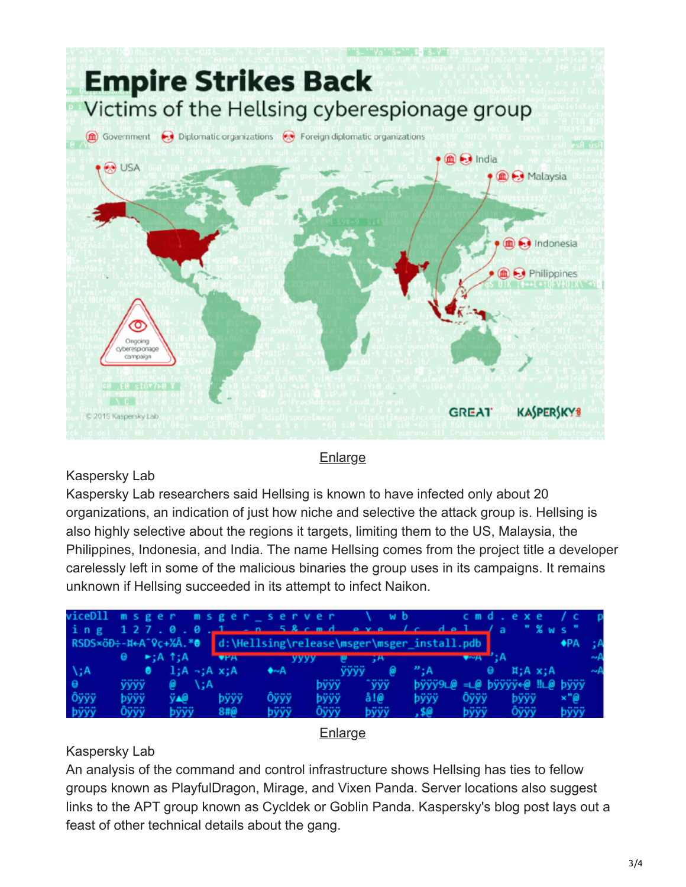Enlarge

Kaspersky Lab

Kaspersky Lab researchers said Hellsing is known to have infected only about 20 organizations, an indication of just how niche and selective the attack group is. Hellsing is also highly selective about the regions it targets, limiting them to the US, Malaysia, the Philippines, Indonesia, and India. The name Hellsing comes from the project title a developer carelessly left in some of the malicious binaries the group uses in its campaigns. It remains unknown if Hellsing succeeded in its attempt to infect Naikon.

Enlarge

Kaspersky Lab

An analysis of the command and control infrastructure shows Hellsing has ties to fellow groups known as PlayfulDragon, Mirage, and Vixen Panda. Server locations also suggest links to the APT group known as Cycldek or Goblin Panda. Kaspersky's blog post lays out a feast of other technical details about the gang.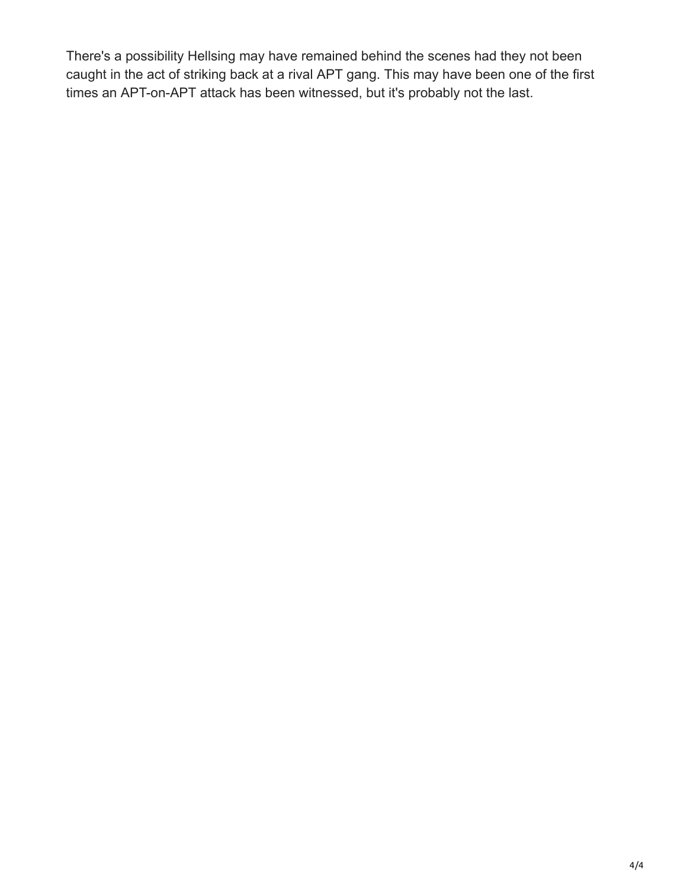There's a possibility Hellsing may have remained behind the scenes had they not been caught in the act of striking back at a rival APT gang. This may have been one of the first times an APT-on-APT attack has been witnessed, but it's probably not the last.